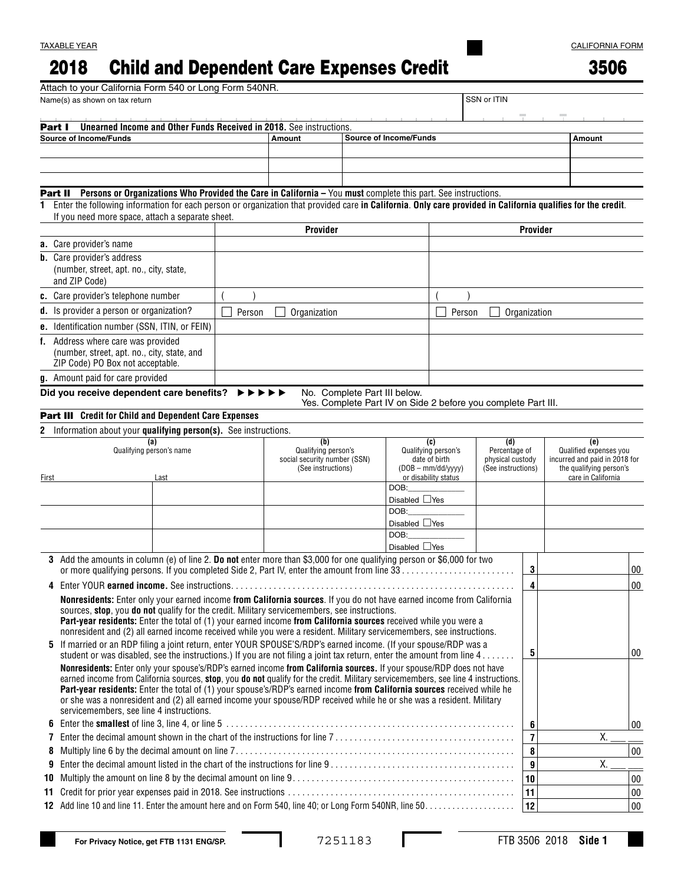TAXABLE YEAR

CALIFORNIA FORM

# 2018 Child and Dependent Care Expenses Credit 3506

Attach to your California Form 540 or Long Form 540NR.

| Name(s) as shown on tax return | SSN or ITIN |
|---|---|
| | |

**Part I Unearned Income and Other Funds Received in 2018.** See instructions.

| Source of Income/Funds | Amount | Source of Income/Funds | Amount |
|---|---|---|---|
| | | | |
| | | | |
| | | | |

**Part II Persons or Organizations Who Provided the Care in California –** You **must** complete this part. See instructions.

**1** Enter the following information for each person or organization that provided care **in California**. **Only care provided in California qualifies for the credit**. If you need more space, attach a separate sheet.

| | Provider | Provider |
|---|---|---|
| **a.** Care provider's name | | |
| **b.** Care provider's address (number, street, apt. no., city, state, and ZIP Code) | | |
| **c.** Care provider's telephone number | ( ) | ( ) |
| **d.** Is provider a person or organization? | ☐ Person ☐ Organization | ☐ Person ☐ Organization |
| **e.** Identification number (SSN, ITIN, or FEIN) | | |
| **f.** Address where care was provided (number, street, apt. no., city, state, and ZIP Code) PO Box not acceptable. | | |
| **g.** Amount paid for care provided | | |

**Did you receive dependent care benefits?** ►►►►► No. Complete Part III below.
Yes. Complete Part IV on Side 2 before you complete Part III.

**Part III Credit for Child and Dependent Care Expenses**

**2** Information about your **qualifying person(s).** See instructions.

| (a) Qualifying person's name — First | Last | (b) Qualifying person's social security number (SSN) (See instructions) | (c) Qualifying person's date of birth (DOB – mm/dd/yyyy) or disability status | (d) Percentage of physical custody (See instructions) | (e) Qualified expenses you incurred and paid in 2018 for the qualifying person's care in California |
|---|---|---|---|---|---|
| | | | DOB:\_\_\_\_\_\_\_\_ Disabled ☐Yes | | |
| | | | DOB:\_\_\_\_\_\_\_\_ Disabled ☐Yes | | |
| | | | DOB:\_\_\_\_\_\_\_\_ Disabled ☐Yes | | |

**3** Add the amounts in column (e) of line 2. **Do not** enter more than $3,000 for one qualifying person or $6,000 for two or more qualifying persons. If you completed Side 2, Part IV, enter the amount from line 33 . . . . . . . . . . . . . . . . . . . . . . . . **3** ______ 00

**4** Enter YOUR **earned income.** See instructions. . . . . . . . . . . . . . . . . . . . . . . . . . . . . . . . . . . . . . . . . . . . . . **4** ______ 00

**Nonresidents:** Enter only your earned income **from California sources**. If you do not have earned income from California sources, **stop**, you **do not** qualify for the credit. Military servicemembers, see instructions.
**Part-year residents:** Enter the total of (1) your earned income **from California sources** received while you were a nonresident and (2) all earned income received while you were a resident. Military servicemembers, see instructions.

**5** If married or an RDP filing a joint return, enter YOUR SPOUSE'S/RDP's earned income. (If your spouse/RDP was a student or was disabled, see the instructions.) If you are not filing a joint tax return, enter the amount from line 4 . . . . . . . **5** ______ 00

**Nonresidents:** Enter only your spouse's/RDP's earned income **from California sources.** If your spouse/RDP does not have earned income from California sources, **stop**, you **do not** qualify for the credit. Military servicemembers, see line 4 instructions.
**Part-year residents:** Enter the total of (1) your spouse's/RDP's earned income **from California sources** received while he or she was a nonresident and (2) all earned income your spouse/RDP received while he or she was a resident. Military servicemembers, see line 4 instructions.

**6** Enter the **smallest** of line 3, line 4, or line 5 . . . . . . . . . . . . . . . . . . . . . . . . . . . . . . . . . . . . . . . . . . . . **6** ______ 00

**7** Enter the decimal amount shown in the chart of the instructions for line 7 . . . . . . . . . . . . . . . . . . . . . . . . . . . . . **7** X. \_\_ \_\_

**8** Multiply line 6 by the decimal amount on line 7. . . . . . . . . . . . . . . . . . . . . . . . . . . . . . . . . . . . . . . . . . . . . **8** ______ 00

**9** Enter the decimal amount listed in the chart of the instructions for line 9 . . . . . . . . . . . . . . . . . . . . . . . . . . . . . **9** X. \_\_ \_\_

**10** Multiply the amount on line 8 by the decimal amount on line 9. . . . . . . . . . . . . . . . . . . . . . . . . . . . . . . . . . . . **10** ______ 00

**11** Credit for prior year expenses paid in 2018. See instructions . . . . . . . . . . . . . . . . . . . . . . . . . . . . . . . . . . . . **11** ______ 00

**12** Add line 10 and line 11. Enter the amount here and on Form 540, line 40; or Long Form 540NR, line 50. . . . . . . . . . . . . . . . . **12** ______ 00

For Privacy Notice, get FTB 1131 ENG/SP. 7251183 FTB 3506 2018 Side 1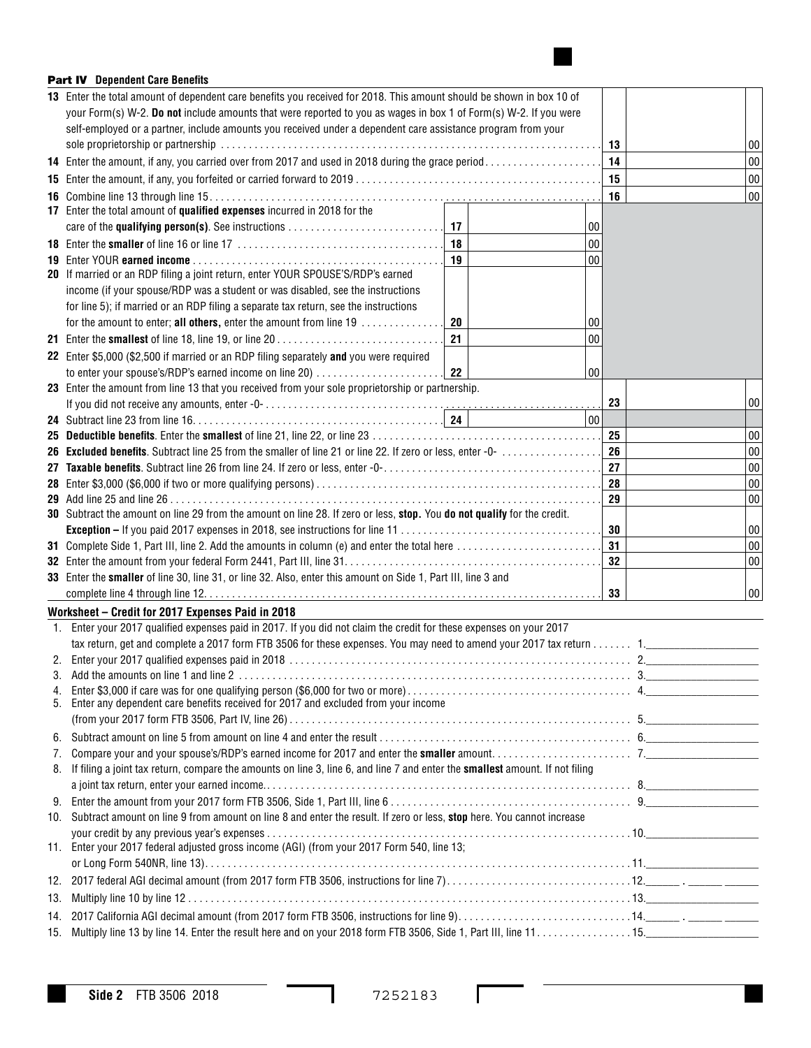## Part IV Dependent Care Benefits

| | | | | | |
|---|---|---|---|---|---|
| **13** Enter the total amount of dependent care benefits you received for 2018. This amount should be shown in box 10 of your Form(s) W-2. **Do not** include amounts that were reported to you as wages in box 1 of Form(s) W-2. If you were self-employed or a partner, include amounts you received under a dependent care assistance program from your sole proprietorship or partnership | | | 13 | | 00 |
| **14** Enter the amount, if any, you carried over from 2017 and used in 2018 during the grace period | | | 14 | | 00 |
| **15** Enter the amount, if any, you forfeited or carried forward to 2019 | | | 15 | | 00 |
| **16** Combine line 13 through line 15 | | | 16 | | 00 |
| **17** Enter the total amount of **qualified expenses** incurred in 2018 for the care of the **qualifying person(s)**. See instructions | 17 | 00 | | | |
| **18** Enter the **smaller** of line 16 or line 17 | 18 | 00 | | | |
| **19** Enter YOUR **earned income** | 19 | 00 | | | |
| **20** If married or an RDP filing a joint return, enter YOUR SPOUSE'S/RDP's earned income (if your spouse/RDP was a student or was disabled, see the instructions for line 5); if married or an RDP filing a separate tax return, see the instructions for the amount to enter; **all others,** enter the amount from line 19 | 20 | 00 | | | |
| **21** Enter the **smallest** of line 18, line 19, or line 20 | 21 | 00 | | | |
| **22** Enter $5,000 ($2,500 if married or an RDP filing separately **and** you were required to enter your spouse's/RDP's earned income on line 20) | 22 | 00 | | | |
| **23** Enter the amount from line 13 that you received from your sole proprietorship or partnership. If you did not receive any amounts, enter -0- | | | 23 | | 00 |
| **24** Subtract line 23 from line 16 | 24 | 00 | | | |
| **25** **Deductible benefits**. Enter the **smallest** of line 21, line 22, or line 23 | | | 25 | | 00 |
| **26** **Excluded benefits**. Subtract line 25 from the smaller of line 21 or line 22. If zero or less, enter -0- | | | 26 | | 00 |
| **27** **Taxable benefits**. Subtract line 26 from line 24. If zero or less, enter -0- | | | 27 | | 00 |
| **28** Enter $3,000 ($6,000 if two or more qualifying persons) | | | 28 | | 00 |
| **29** Add line 25 and line 26 | | | 29 | | 00 |
| **30** Subtract the amount on line 29 from the amount on line 28. If zero or less, **stop.** You **do not qualify** for the credit. **Exception –** If you paid 2017 expenses in 2018, see instructions for line 11 | | | 30 | | 00 |
| **31** Complete Side 1, Part III, line 2. Add the amounts in column (e) and enter the total here | | | 31 | | 00 |
| **32** Enter the amount from your federal Form 2441, Part III, line 31 | | | 32 | | 00 |
| **33** Enter the **smaller** of line 30, line 31, or line 32. Also, enter this amount on Side 1, Part III, line 3 and complete line 4 through line 12 | | | 33 | | 00 |

## Worksheet – Credit for 2017 Expenses Paid in 2018

1. Enter your 2017 qualified expenses paid in 2017. If you did not claim the credit for these expenses on your 2017 tax return, get and complete a 2017 form FTB 3506 for these expenses. You may need to amend your 2017 tax return ....... 1.__________
2. Enter your 2017 qualified expenses paid in 2018 ....... 2.__________
3. Add the amounts on line 1 and line 2 ....... 3.__________
4. Enter $3,000 if care was for one qualifying person ($6,000 for two or more) ....... 4.__________
5. Enter any dependent care benefits received for 2017 and excluded from your income (from your 2017 form FTB 3506, Part IV, line 26) ....... 5.__________
6. Subtract amount on line 5 from amount on line 4 and enter the result ....... 6.__________
7. Compare your and your spouse's/RDP's earned income for 2017 and enter the **smaller** amount ....... 7.__________
8. If filing a joint tax return, compare the amounts on line 3, line 6, and line 7 and enter the **smallest** amount. If not filing a joint tax return, enter your earned income ....... 8.__________
9. Enter the amount from your 2017 form FTB 3506, Side 1, Part III, line 6 ....... 9.__________
10. Subtract amount on line 9 from amount on line 8 and enter the result. If zero or less, **stop** here. You cannot increase your credit by any previous year's expenses ....... 10.__________
11. Enter your 2017 federal adjusted gross income (AGI) (from your 2017 Form 540, line 13; or Long Form 540NR, line 13) ....... 11.__________
12. 2017 federal AGI decimal amount (from 2017 form FTB 3506, instructions for line 7) ....... 12.______ . ______
13. Multiply line 10 by line 12 ....... 13.__________
14. 2017 California AGI decimal amount (from 2017 form FTB 3506, instructions for line 9) ....... 14.______ . ______
15. Multiply line 13 by line 14. Enter the result here and on your 2018 form FTB 3506, Side 1, Part III, line 11 ....... 15.__________